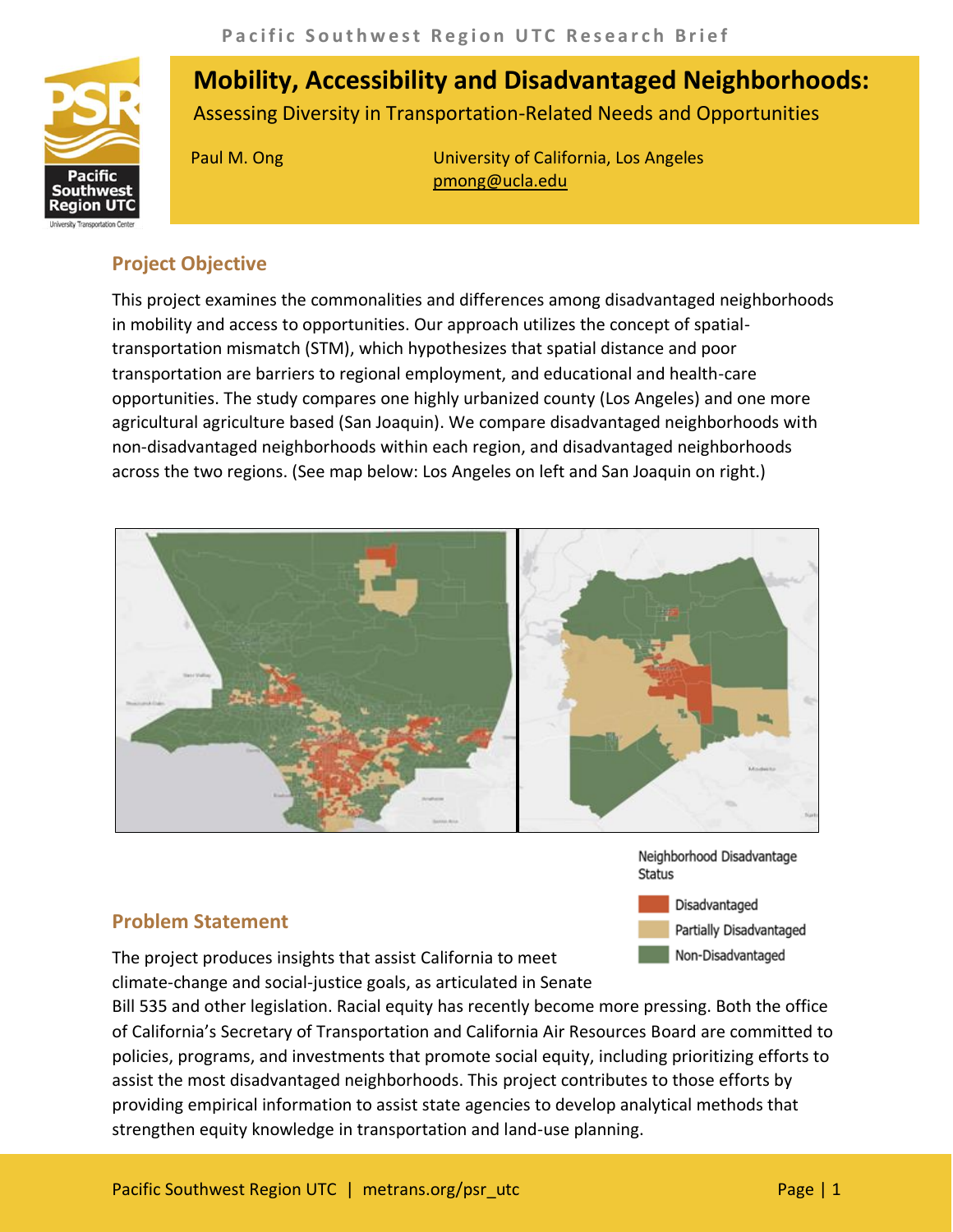Pacific Southwest Region UTC Research Brief

# Mobility, Accessibility and Disadvantaged Neighborhoods:

Assessing Diversity in Transportation-Related Needs and Opportunities

Paul M. Ong — University of California, Los Angeles
pmong@ucla.edu

## Project Objective

This project examines the commonalities and differences among disadvantaged neighborhoods in mobility and access to opportunities. Our approach utilizes the concept of spatial-transportation mismatch (STM), which hypothesizes that spatial distance and poor transportation are barriers to regional employment, and educational and health-care opportunities. The study compares one highly urbanized county (Los Angeles) and one more agricultural agriculture based (San Joaquin). We compare disadvantaged neighborhoods with non-disadvantaged neighborhoods within each region, and disadvantaged neighborhoods across the two regions. (See map below: Los Angeles on left and San Joaquin on right.)

Neighborhood Disadvantage Status

- Disadvantaged
- Partially Disadvantaged
- Non-Disadvantaged

## Problem Statement

The project produces insights that assist California to meet climate-change and social-justice goals, as articulated in Senate Bill 535 and other legislation. Racial equity has recently become more pressing. Both the office of California's Secretary of Transportation and California Air Resources Board are committed to policies, programs, and investments that promote social equity, including prioritizing efforts to assist the most disadvantaged neighborhoods. This project contributes to those efforts by providing empirical information to assist state agencies to develop analytical methods that strengthen equity knowledge in transportation and land-use planning.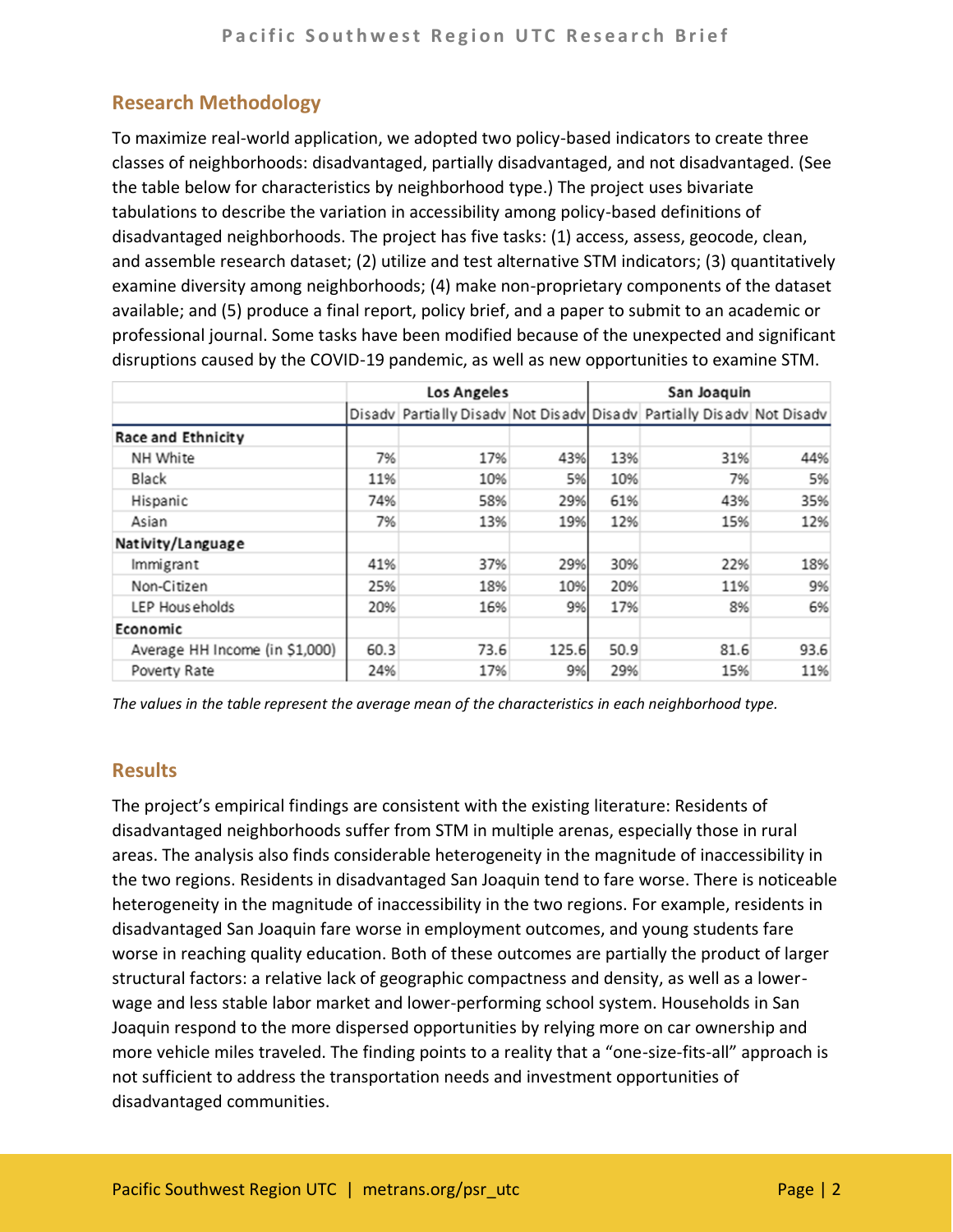## Research Methodology

To maximize real-world application, we adopted two policy-based indicators to create three classes of neighborhoods: disadvantaged, partially disadvantaged, and not disadvantaged. (See the table below for characteristics by neighborhood type.) The project uses bivariate tabulations to describe the variation in accessibility among policy-based definitions of disadvantaged neighborhoods. The project has five tasks: (1) access, assess, geocode, clean, and assemble research dataset; (2) utilize and test alternative STM indicators; (3) quantitatively examine diversity among neighborhoods; (4) make non-proprietary components of the dataset available; and (5) produce a final report, policy brief, and a paper to submit to an academic or professional journal. Some tasks have been modified because of the unexpected and significant disruptions caused by the COVID-19 pandemic, as well as new opportunities to examine STM.

| | Los Angeles | | | San Joaquin | | |
|---|---|---|---|---|---|---|
| | Disadv | Partially Disadv | Not Disadv | Disadv | Partially Disadv | Not Disadv |
| **Race and Ethnicity** | | | | | | |
| NH White | 7% | 17% | 43% | 13% | 31% | 44% |
| Black | 11% | 10% | 5% | 10% | 7% | 5% |
| Hispanic | 74% | 58% | 29% | 61% | 43% | 35% |
| Asian | 7% | 13% | 19% | 12% | 15% | 12% |
| **Nativity/Language** | | | | | | |
| Immigrant | 41% | 37% | 29% | 30% | 22% | 18% |
| Non-Citizen | 25% | 18% | 10% | 20% | 11% | 9% |
| LEP Households | 20% | 16% | 9% | 17% | 8% | 6% |
| **Economic** | | | | | | |
| Average HH Income (in $1,000) | 60.3 | 73.6 | 125.6 | 50.9 | 81.6 | 93.6 |
| Poverty Rate | 24% | 17% | 9% | 29% | 15% | 11% |

*The values in the table represent the average mean of the characteristics in each neighborhood type.*

## Results

The project's empirical findings are consistent with the existing literature: Residents of disadvantaged neighborhoods suffer from STM in multiple arenas, especially those in rural areas. The analysis also finds considerable heterogeneity in the magnitude of inaccessibility in the two regions. Residents in disadvantaged San Joaquin tend to fare worse. There is noticeable heterogeneity in the magnitude of inaccessibility in the two regions. For example, residents in disadvantaged San Joaquin fare worse in employment outcomes, and young students fare worse in reaching quality education. Both of these outcomes are partially the product of larger structural factors: a relative lack of geographic compactness and density, as well as a lower-wage and less stable labor market and lower-performing school system. Households in San Joaquin respond to the more dispersed opportunities by relying more on car ownership and more vehicle miles traveled. The finding points to a reality that a "one-size-fits-all" approach is not sufficient to address the transportation needs and investment opportunities of disadvantaged communities.